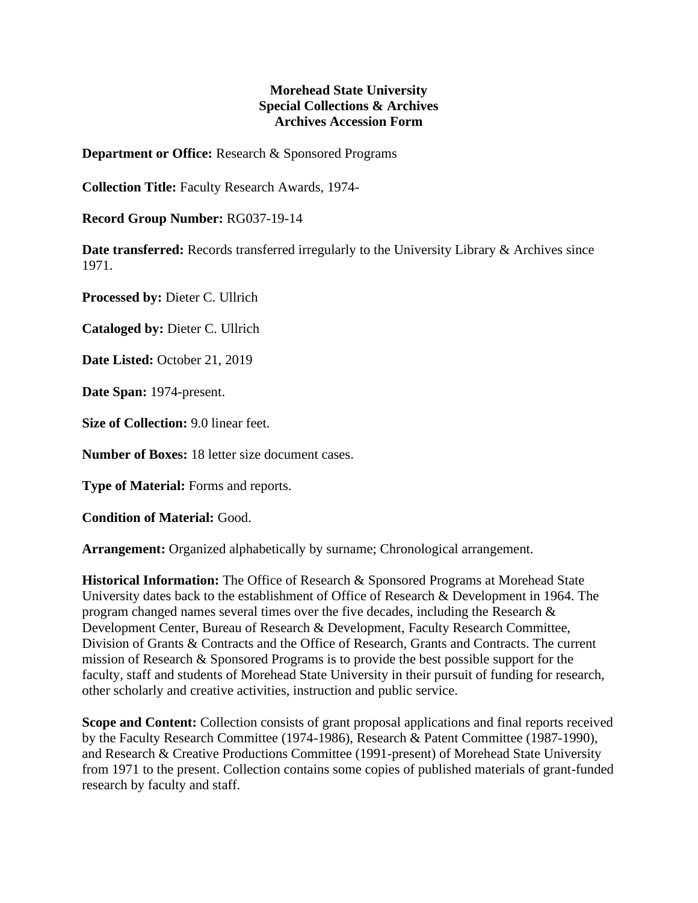**Morehead State University**
**Special Collections & Archives**
**Archives Accession Form**

**Department or Office:** Research & Sponsored Programs

**Collection Title:** Faculty Research Awards, 1974-

**Record Group Number:** RG037-19-14

**Date transferred:** Records transferred irregularly to the University Library & Archives since 1971.

**Processed by:** Dieter C. Ullrich

**Cataloged by:** Dieter C. Ullrich

**Date Listed:** October 21, 2019

**Date Span:** 1974-present.

**Size of Collection:** 9.0 linear feet.

**Number of Boxes:** 18 letter size document cases.

**Type of Material:** Forms and reports.

**Condition of Material:** Good.

**Arrangement:** Organized alphabetically by surname; Chronological arrangement.

**Historical Information:** The Office of Research & Sponsored Programs at Morehead State University dates back to the establishment of Office of Research & Development in 1964. The program changed names several times over the five decades, including the Research & Development Center, Bureau of Research & Development, Faculty Research Committee, Division of Grants & Contracts and the Office of Research, Grants and Contracts. The current mission of Research & Sponsored Programs is to provide the best possible support for the faculty, staff and students of Morehead State University in their pursuit of funding for research, other scholarly and creative activities, instruction and public service.

**Scope and Content:** Collection consists of grant proposal applications and final reports received by the Faculty Research Committee (1974-1986), Research & Patent Committee (1987-1990), and Research & Creative Productions Committee (1991-present) of Morehead State University from 1971 to the present. Collection contains some copies of published materials of grant-funded research by faculty and staff.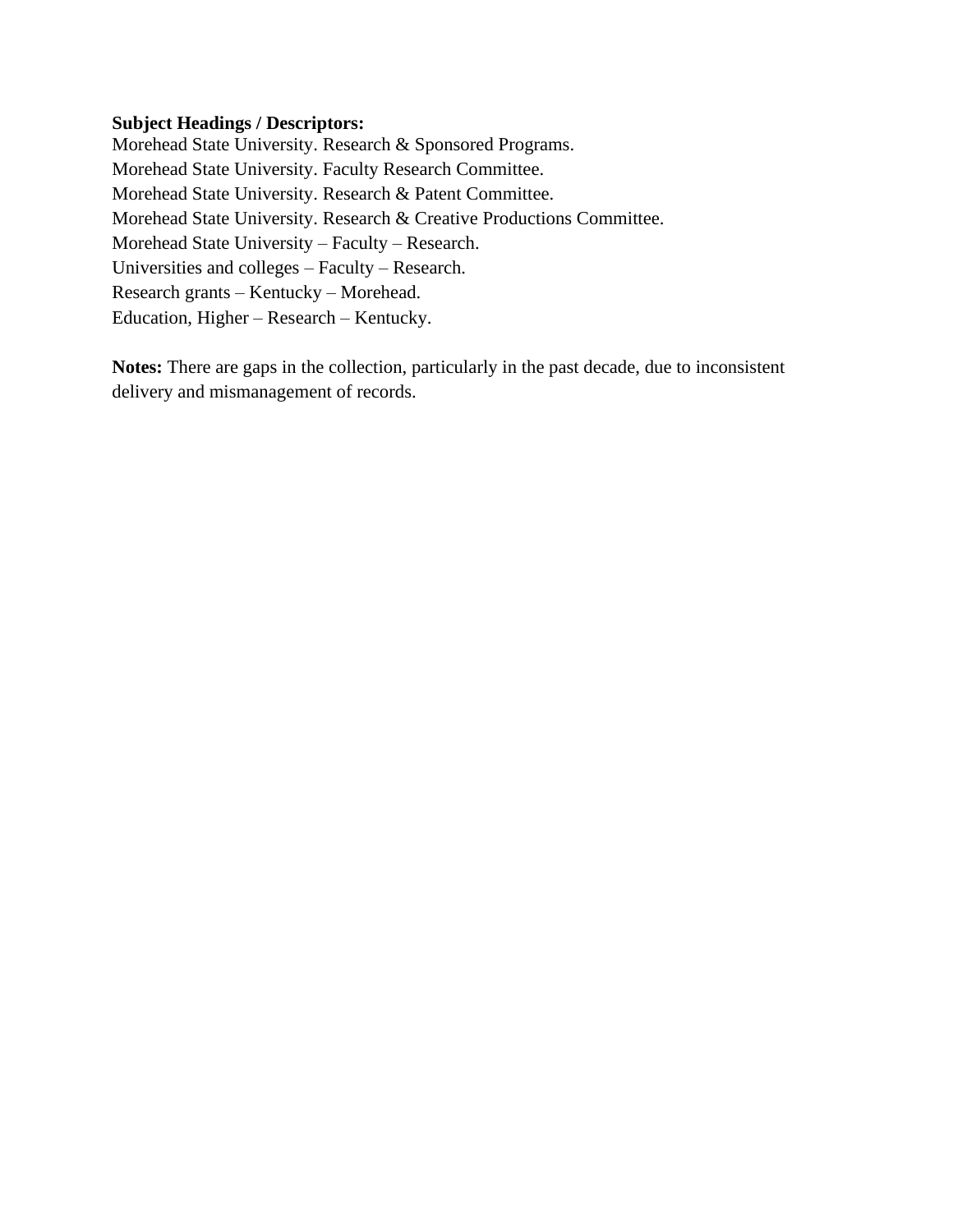**Subject Headings / Descriptors:**
Morehead State University. Research & Sponsored Programs.
Morehead State University. Faculty Research Committee.
Morehead State University. Research & Patent Committee.
Morehead State University. Research & Creative Productions Committee.
Morehead State University – Faculty – Research.
Universities and colleges – Faculty – Research.
Research grants – Kentucky – Morehead.
Education, Higher – Research – Kentucky.

**Notes:** There are gaps in the collection, particularly in the past decade, due to inconsistent delivery and mismanagement of records.